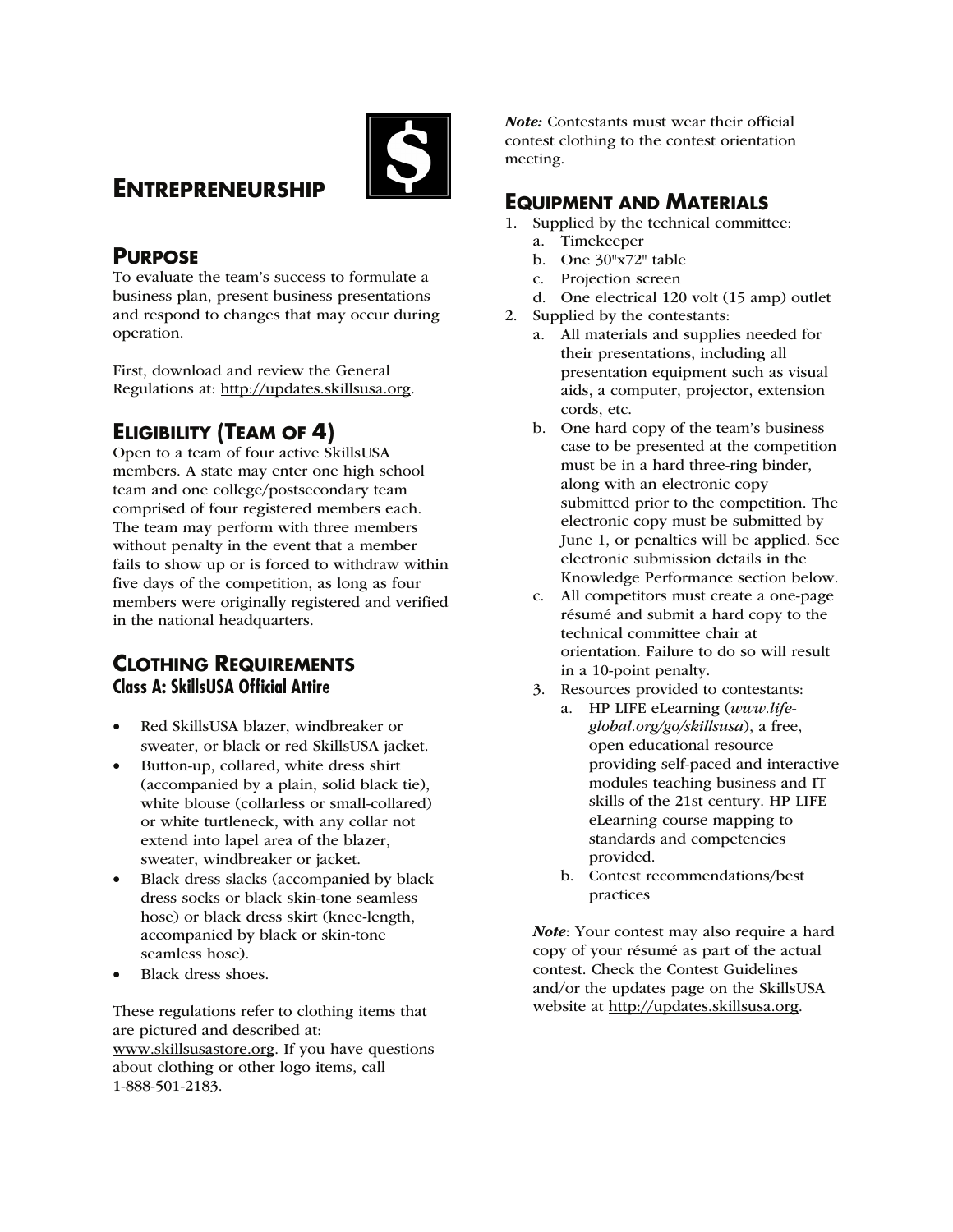# ENTREPRENEURSHIP

## PURPOSE

To evaluate the team's success to formulate a business plan, present business presentations and respond to changes that may occur during operation.

First, download and review the General Regulations at: http://updates.skillsusa.org.

## ELIGIBILITY (TEAM OF 4)

Open to a team of four active SkillsUSA members. A state may enter one high school team and one college/postsecondary team comprised of four registered members each. The team may perform with three members without penalty in the event that a member fails to show up or is forced to withdraw within five days of the competition, as long as four members were originally registered and verified in the national headquarters.

## CLOTHING REQUIREMENTS

### Class A: SkillsUSA Official Attire

- Red SkillsUSA blazer, windbreaker or sweater, or black or red SkillsUSA jacket.
- Button-up, collared, white dress shirt (accompanied by a plain, solid black tie), white blouse (collarless or small-collared) or white turtleneck, with any collar not extend into lapel area of the blazer, sweater, windbreaker or jacket.
- Black dress slacks (accompanied by black dress socks or black skin-tone seamless hose) or black dress skirt (knee-length, accompanied by black or skin-tone seamless hose).
- Black dress shoes.

These regulations refer to clothing items that are pictured and described at: www.skillsusastore.org. If you have questions about clothing or other logo items, call 1-888-501-2183.

***Note:*** Contestants must wear their official contest clothing to the contest orientation meeting.

## EQUIPMENT AND MATERIALS

1. Supplied by the technical committee:
   a. Timekeeper
   b. One 30"x72" table
   c. Projection screen
   d. One electrical 120 volt (15 amp) outlet
2. Supplied by the contestants:
   a. All materials and supplies needed for their presentations, including all presentation equipment such as visual aids, a computer, projector, extension cords, etc.
   b. One hard copy of the team's business case to be presented at the competition must be in a hard three-ring binder, along with an electronic copy submitted prior to the competition. The electronic copy must be submitted by June 1, or penalties will be applied. See electronic submission details in the Knowledge Performance section below.
   c. All competitors must create a one-page résumé and submit a hard copy to the technical committee chair at orientation. Failure to do so will result in a 10-point penalty.
3. Resources provided to contestants:
   a. HP LIFE eLearning (*www.life-global.org/go/skillsusa*), a free, open educational resource providing self-paced and interactive modules teaching business and IT skills of the 21st century. HP LIFE eLearning course mapping to standards and competencies provided.
   b. Contest recommendations/best practices

***Note***: Your contest may also require a hard copy of your résumé as part of the actual contest. Check the Contest Guidelines and/or the updates page on the SkillsUSA website at http://updates.skillsusa.org.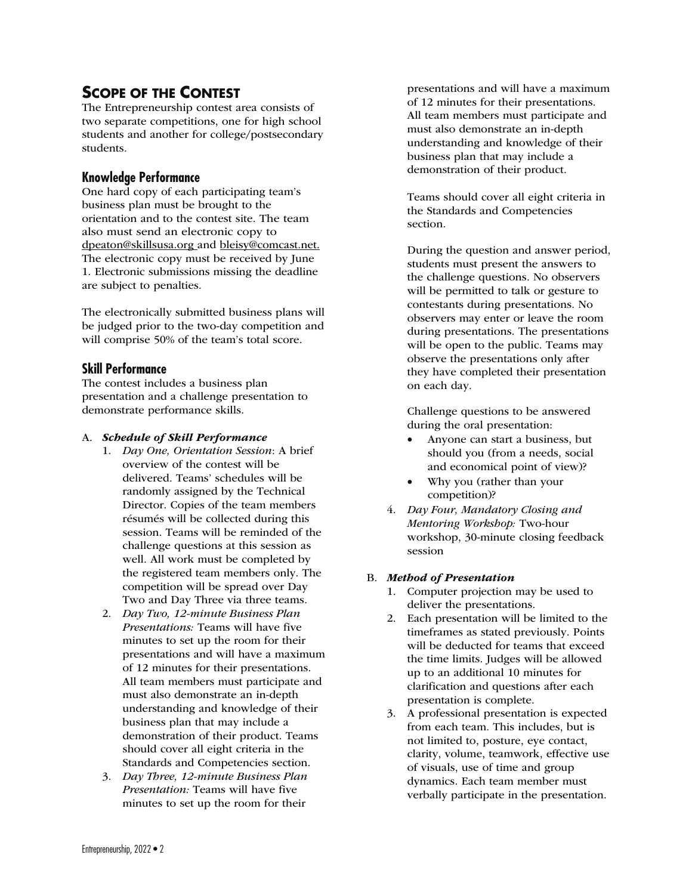## SCOPE OF THE CONTEST

The Entrepreneurship contest area consists of two separate competitions, one for high school students and another for college/postsecondary students.

### Knowledge Performance

One hard copy of each participating team's business plan must be brought to the orientation and to the contest site. The team also must send an electronic copy to dpeaton@skillsusa.org and bleisy@comcast.net. The electronic copy must be received by June 1. Electronic submissions missing the deadline are subject to penalties.

The electronically submitted business plans will be judged prior to the two-day competition and will comprise 50% of the team's total score.

### Skill Performance

The contest includes a business plan presentation and a challenge presentation to demonstrate performance skills.

A. ***Schedule of Skill Performance***

1. *Day One, Orientation Session*: A brief overview of the contest will be delivered. Teams' schedules will be randomly assigned by the Technical Director. Copies of the team members résumés will be collected during this session. Teams will be reminded of the challenge questions at this session as well. All work must be completed by the registered team members only. The competition will be spread over Day Two and Day Three via three teams.
2. *Day Two, 12-minute Business Plan Presentations:* Teams will have five minutes to set up the room for their presentations and will have a maximum of 12 minutes for their presentations. All team members must participate and must also demonstrate an in-depth understanding and knowledge of their business plan that may include a demonstration of their product. Teams should cover all eight criteria in the Standards and Competencies section.
3. *Day Three, 12-minute Business Plan Presentation:* Teams will have five minutes to set up the room for their presentations and will have a maximum of 12 minutes for their presentations. All team members must participate and must also demonstrate an in-depth understanding and knowledge of their business plan that may include a demonstration of their product.

   Teams should cover all eight criteria in the Standards and Competencies section.

   During the question and answer period, students must present the answers to the challenge questions. No observers will be permitted to talk or gesture to contestants during presentations. No observers may enter or leave the room during presentations. The presentations will be open to the public. Teams may observe the presentations only after they have completed their presentation on each day.

   Challenge questions to be answered during the oral presentation:

   - Anyone can start a business, but should you (from a needs, social and economical point of view)?
   - Why you (rather than your competition)?
4. *Day Four, Mandatory Closing and Mentoring Workshop:* Two-hour workshop, 30-minute closing feedback session

B. ***Method of Presentation***

1. Computer projection may be used to deliver the presentations.
2. Each presentation will be limited to the timeframes as stated previously. Points will be deducted for teams that exceed the time limits. Judges will be allowed up to an additional 10 minutes for clarification and questions after each presentation is complete.
3. A professional presentation is expected from each team. This includes, but is not limited to, posture, eye contact, clarity, volume, teamwork, effective use of visuals, use of time and group dynamics. Each team member must verbally participate in the presentation.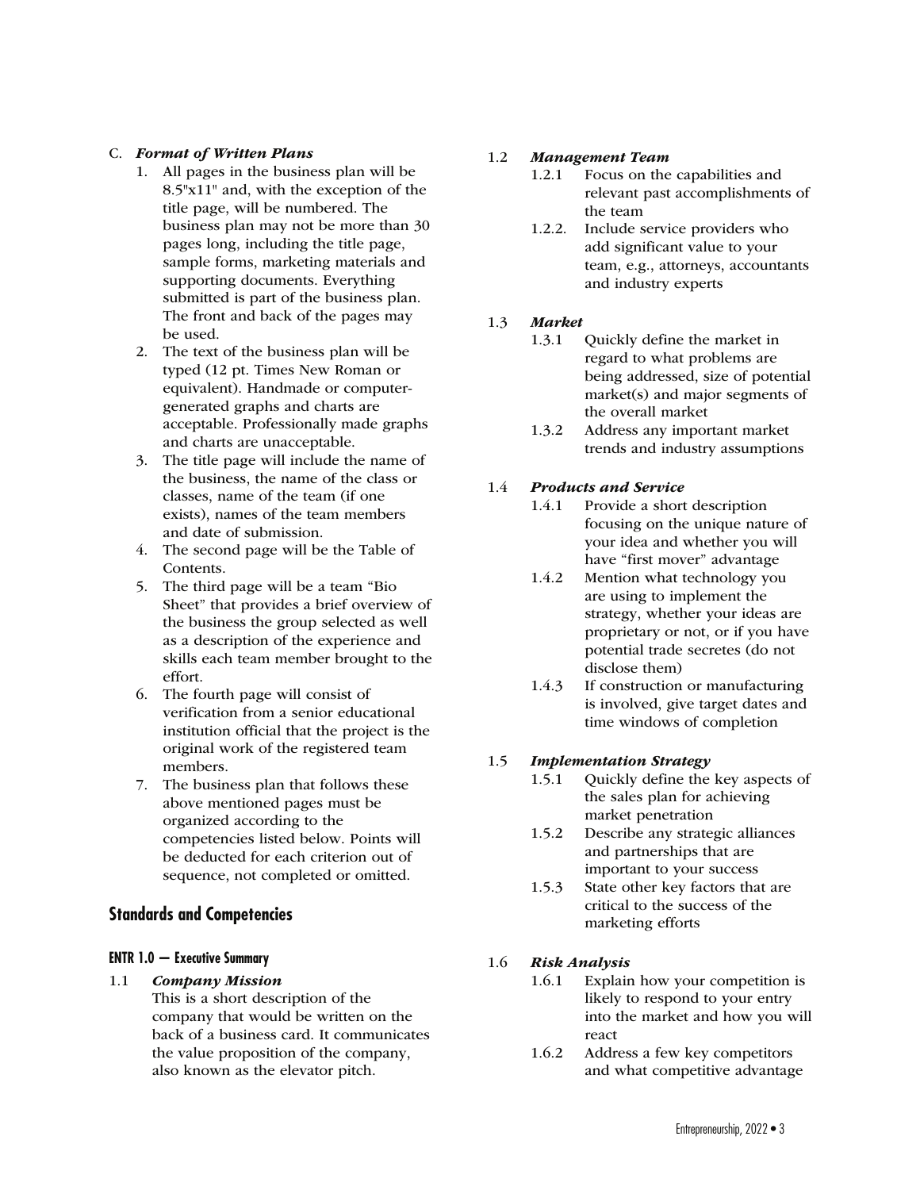### C. *Format of Written Plans*

1. All pages in the business plan will be 8.5"x11" and, with the exception of the title page, will be numbered. The business plan may not be more than 30 pages long, including the title page, sample forms, marketing materials and supporting documents. Everything submitted is part of the business plan. The front and back of the pages may be used.
2. The text of the business plan will be typed (12 pt. Times New Roman or equivalent). Handmade or computer-generated graphs and charts are acceptable. Professionally made graphs and charts are unacceptable.
3. The title page will include the name of the business, the name of the class or classes, name of the team (if one exists), names of the team members and date of submission.
4. The second page will be the Table of Contents.
5. The third page will be a team "Bio Sheet" that provides a brief overview of the business the group selected as well as a description of the experience and skills each team member brought to the effort.
6. The fourth page will consist of verification from a senior educational institution official that the project is the original work of the registered team members.
7. The business plan that follows these above mentioned pages must be organized according to the competencies listed below. Points will be deducted for each criterion out of sequence, not completed or omitted.

## Standards and Competencies

### ENTR 1.0 — Executive Summary

1.1 ***Company Mission***
This is a short description of the company that would be written on the back of a business card. It communicates the value proposition of the company, also known as the elevator pitch.

1.2 ***Management Team***
- 1.2.1 Focus on the capabilities and relevant past accomplishments of the team
- 1.2.2. Include service providers who add significant value to your team, e.g., attorneys, accountants and industry experts

1.3 ***Market***
- 1.3.1 Quickly define the market in regard to what problems are being addressed, size of potential market(s) and major segments of the overall market
- 1.3.2 Address any important market trends and industry assumptions

1.4 ***Products and Service***
- 1.4.1 Provide a short description focusing on the unique nature of your idea and whether you will have "first mover" advantage
- 1.4.2 Mention what technology you are using to implement the strategy, whether your ideas are proprietary or not, or if you have potential trade secretes (do not disclose them)
- 1.4.3 If construction or manufacturing is involved, give target dates and time windows of completion

1.5 ***Implementation Strategy***
- 1.5.1 Quickly define the key aspects of the sales plan for achieving market penetration
- 1.5.2 Describe any strategic alliances and partnerships that are important to your success
- 1.5.3 State other key factors that are critical to the success of the marketing efforts

1.6 ***Risk Analysis***
- 1.6.1 Explain how your competition is likely to respond to your entry into the market and how you will react
- 1.6.2 Address a few key competitors and what competitive advantage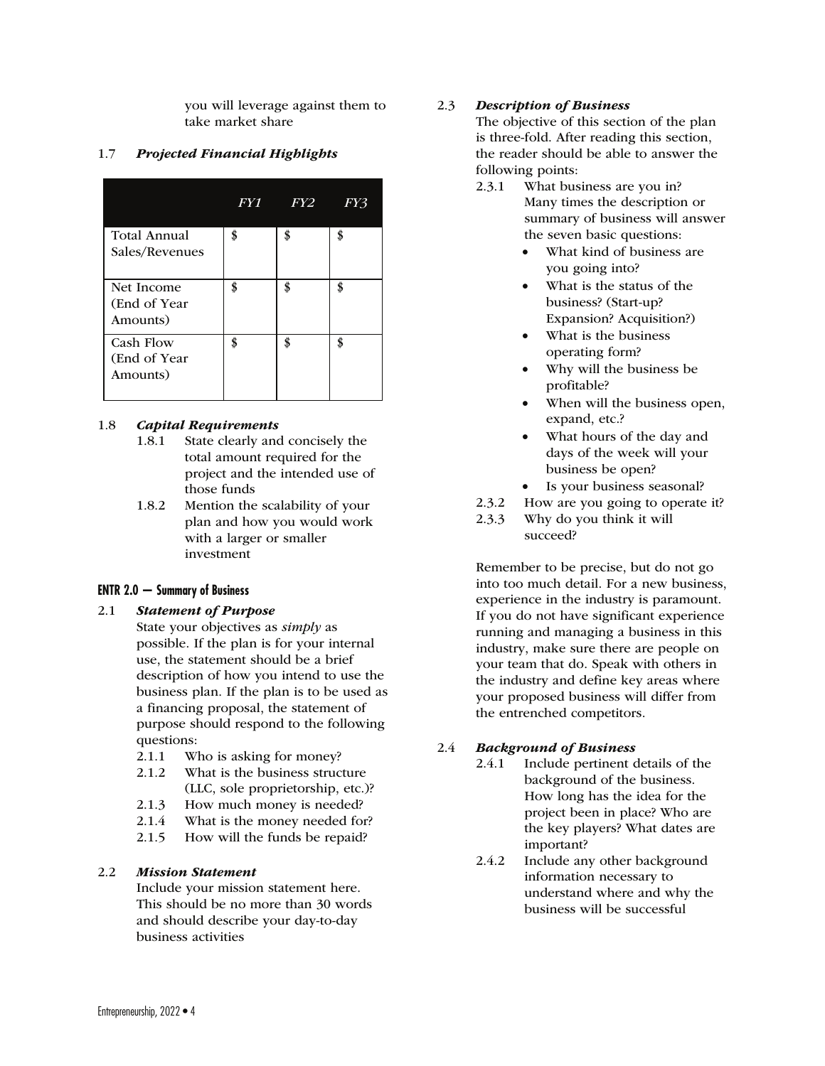you will leverage against them to take market share

1.7 ***Projected Financial Highlights***

| | *FY1* | *FY2* | *FY3* |
|---|---|---|---|
| Total Annual Sales/Revenues | $ | $ | $ |
| Net Income (End of Year Amounts) | $ | $ | $ |
| Cash Flow (End of Year Amounts) | $ | $ | $ |

1.8 ***Capital Requirements***

1.8.1 State clearly and concisely the total amount required for the project and the intended use of those funds

1.8.2 Mention the scalability of your plan and how you would work with a larger or smaller investment

## ENTR 2.0 — Summary of Business

2.1 ***Statement of Purpose***

State your objectives as *simply* as possible. If the plan is for your internal use, the statement should be a brief description of how you intend to use the business plan. If the plan is to be used as a financing proposal, the statement of purpose should respond to the following questions:

2.1.1 Who is asking for money?

2.1.2 What is the business structure (LLC, sole proprietorship, etc.)?

2.1.3 How much money is needed?

2.1.4 What is the money needed for?

2.1.5 How will the funds be repaid?

2.2 ***Mission Statement***

Include your mission statement here. This should be no more than 30 words and should describe your day-to-day business activities

2.3 ***Description of Business***

The objective of this section of the plan is three-fold. After reading this section, the reader should be able to answer the following points:

2.3.1 What business are you in? Many times the description or summary of business will answer the seven basic questions:

- What kind of business are you going into?
- What is the status of the business? (Start-up? Expansion? Acquisition?)
- What is the business operating form?
- Why will the business be profitable?
- When will the business open, expand, etc.?
- What hours of the day and days of the week will your business be open?
- Is your business seasonal?

2.3.2 How are you going to operate it?

2.3.3 Why do you think it will succeed?

Remember to be precise, but do not go into too much detail. For a new business, experience in the industry is paramount. If you do not have significant experience running and managing a business in this industry, make sure there are people on your team that do. Speak with others in the industry and define key areas where your proposed business will differ from the entrenched competitors.

2.4 ***Background of Business***

2.4.1 Include pertinent details of the background of the business. How long has the idea for the project been in place? Who are the key players? What dates are important?

2.4.2 Include any other background information necessary to understand where and why the business will be successful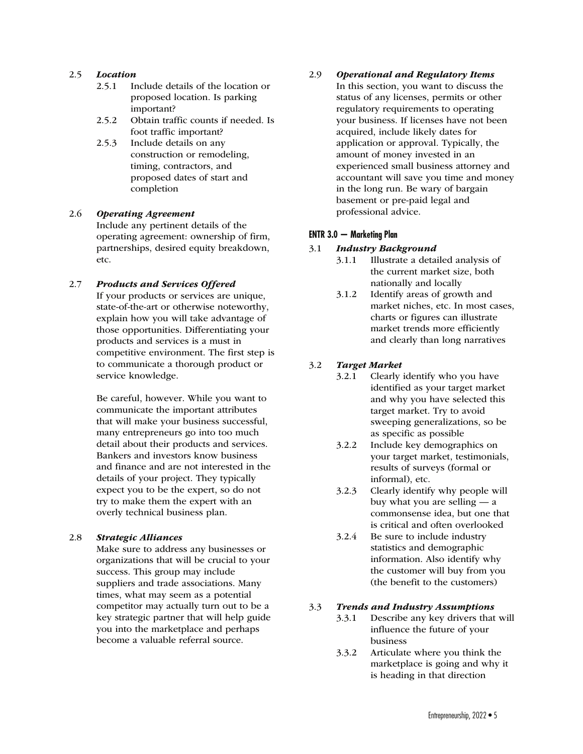2.5 ***Location***

- 2.5.1 Include details of the location or proposed location. Is parking important?
- 2.5.2 Obtain traffic counts if needed. Is foot traffic important?
- 2.5.3 Include details on any construction or remodeling, timing, contractors, and proposed dates of start and completion

2.6 ***Operating Agreement***

Include any pertinent details of the operating agreement: ownership of firm, partnerships, desired equity breakdown, etc.

2.7 ***Products and Services Offered***

If your products or services are unique, state-of-the-art or otherwise noteworthy, explain how you will take advantage of those opportunities. Differentiating your products and services is a must in competitive environment. The first step is to communicate a thorough product or service knowledge.

Be careful, however. While you want to communicate the important attributes that will make your business successful, many entrepreneurs go into too much detail about their products and services. Bankers and investors know business and finance and are not interested in the details of your project. They typically expect you to be the expert, so do not try to make them the expert with an overly technical business plan.

2.8 ***Strategic Alliances***

Make sure to address any businesses or organizations that will be crucial to your success. This group may include suppliers and trade associations. Many times, what may seem as a potential competitor may actually turn out to be a key strategic partner that will help guide you into the marketplace and perhaps become a valuable referral source.

2.9 ***Operational and Regulatory Items***

In this section, you want to discuss the status of any licenses, permits or other regulatory requirements to operating your business. If licenses have not been acquired, include likely dates for application or approval. Typically, the amount of money invested in an experienced small business attorney and accountant will save you time and money in the long run. Be wary of bargain basement or pre-paid legal and professional advice.

## ENTR 3.0 — Marketing Plan

3.1 ***Industry Background***

- 3.1.1 Illustrate a detailed analysis of the current market size, both nationally and locally
- 3.1.2 Identify areas of growth and market niches, etc. In most cases, charts or figures can illustrate market trends more efficiently and clearly than long narratives

3.2 ***Target Market***

- 3.2.1 Clearly identify who you have identified as your target market and why you have selected this target market. Try to avoid sweeping generalizations, so be as specific as possible
- 3.2.2 Include key demographics on your target market, testimonials, results of surveys (formal or informal), etc.
- 3.2.3 Clearly identify why people will buy what you are selling — a commonsense idea, but one that is critical and often overlooked
- 3.2.4 Be sure to include industry statistics and demographic information. Also identify why the customer will buy from you (the benefit to the customers)

3.3 ***Trends and Industry Assumptions***

- 3.3.1 Describe any key drivers that will influence the future of your business
- 3.3.2 Articulate where you think the marketplace is going and why it is heading in that direction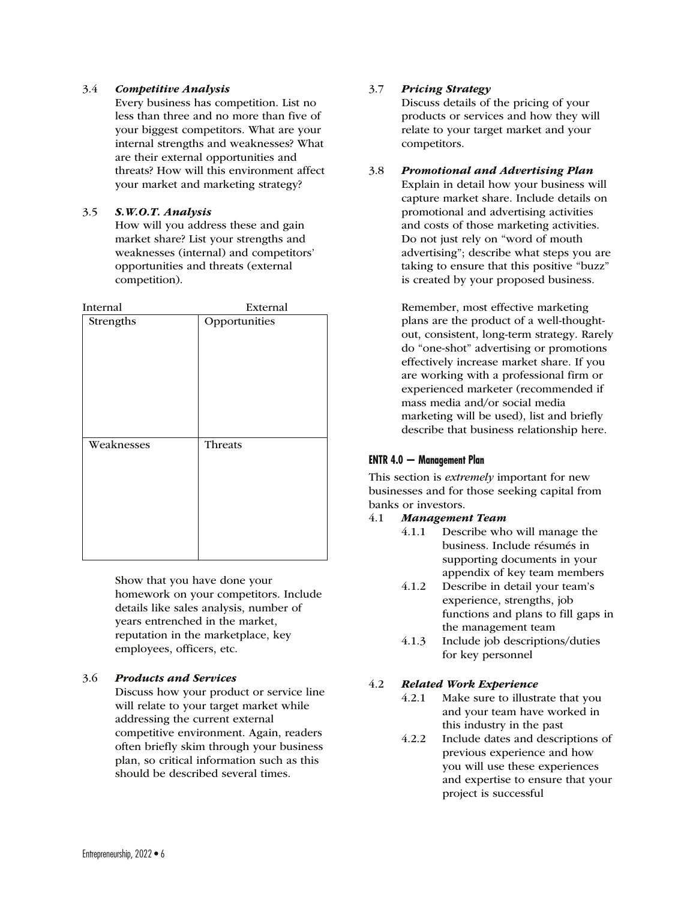3.4 ***Competitive Analysis***

Every business has competition. List no less than three and no more than five of your biggest competitors. What are your internal strengths and weaknesses? What are their external opportunities and threats? How will this environment affect your market and marketing strategy?

3.5 ***S.W.O.T. Analysis***

How will you address these and gain market share? List your strengths and weaknesses (internal) and competitors' opportunities and threats (external competition).

| Internal | External |
|---|---|
| Strengths | Opportunities |
| Weaknesses | Threats |

Show that you have done your homework on your competitors. Include details like sales analysis, number of years entrenched in the market, reputation in the marketplace, key employees, officers, etc.

3.6 ***Products and Services***

Discuss how your product or service line will relate to your target market while addressing the current external competitive environment. Again, readers often briefly skim through your business plan, so critical information such as this should be described several times.

3.7 ***Pricing Strategy***

Discuss details of the pricing of your products or services and how they will relate to your target market and your competitors.

3.8 ***Promotional and Advertising Plan***

Explain in detail how your business will capture market share. Include details on promotional and advertising activities and costs of those marketing activities. Do not just rely on "word of mouth advertising"; describe what steps you are taking to ensure that this positive "buzz" is created by your proposed business.

Remember, most effective marketing plans are the product of a well-thought-out, consistent, long-term strategy. Rarely do "one-shot" advertising or promotions effectively increase market share. If you are working with a professional firm or experienced marketer (recommended if mass media and/or social media marketing will be used), list and briefly describe that business relationship here.

## ENTR 4.0 — Management Plan

This section is *extremely* important for new businesses and for those seeking capital from banks or investors.

4.1 ***Management Team***

- 4.1.1 Describe who will manage the business. Include résumés in supporting documents in your appendix of key team members
- 4.1.2 Describe in detail your team's experience, strengths, job functions and plans to fill gaps in the management team
- 4.1.3 Include job descriptions/duties for key personnel

4.2 ***Related Work Experience***

- 4.2.1 Make sure to illustrate that you and your team have worked in this industry in the past
- 4.2.2 Include dates and descriptions of previous experience and how you will use these experiences and expertise to ensure that your project is successful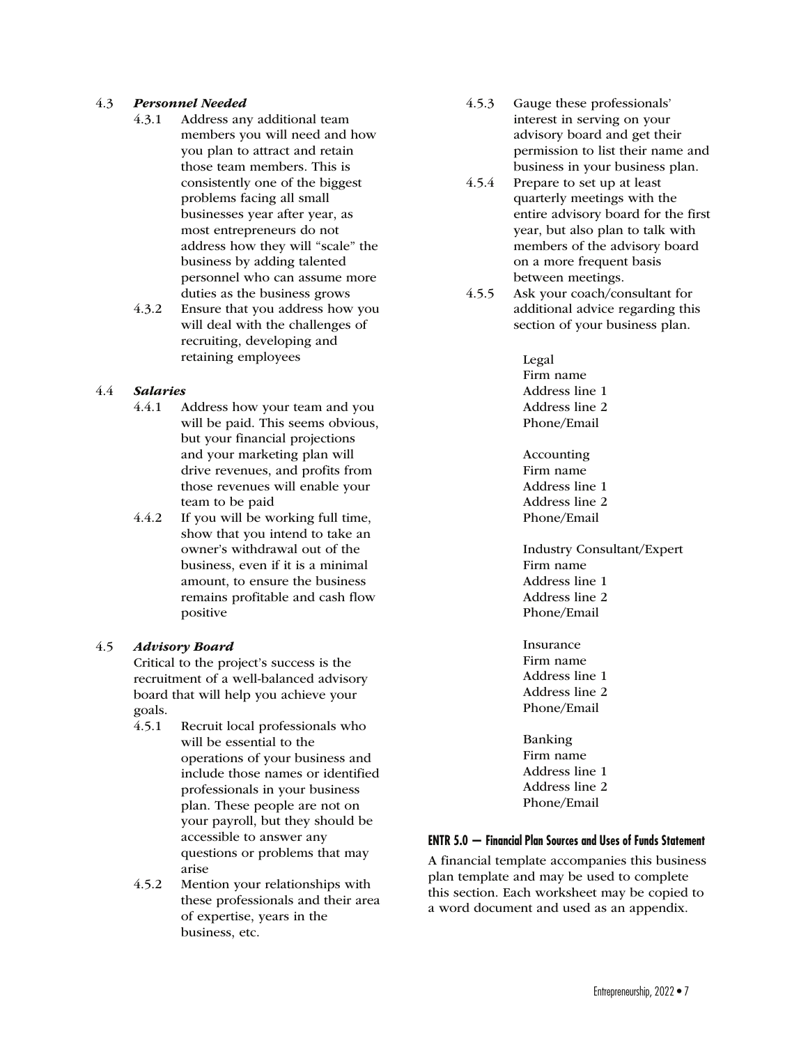### 4.3 *Personnel Needed*

4.3.1 Address any additional team members you will need and how you plan to attract and retain those team members. This is consistently one of the biggest problems facing all small businesses year after year, as most entrepreneurs do not address how they will “scale” the business by adding talented personnel who can assume more duties as the business grows

4.3.2 Ensure that you address how you will deal with the challenges of recruiting, developing and retaining employees

### 4.4 *Salaries*

4.4.1 Address how your team and you will be paid. This seems obvious, but your financial projections and your marketing plan will drive revenues, and profits from those revenues will enable your team to be paid

4.4.2 If you will be working full time, show that you intend to take an owner’s withdrawal out of the business, even if it is a minimal amount, to ensure the business remains profitable and cash flow positive

### 4.5 *Advisory Board*

Critical to the project’s success is the recruitment of a well-balanced advisory board that will help you achieve your goals.

4.5.1 Recruit local professionals who will be essential to the operations of your business and include those names or identified professionals in your business plan. These people are not on your payroll, but they should be accessible to answer any questions or problems that may arise

4.5.2 Mention your relationships with these professionals and their area of expertise, years in the business, etc.

4.5.3 Gauge these professionals’ interest in serving on your advisory board and get their permission to list their name and business in your business plan.

4.5.4 Prepare to set up at least quarterly meetings with the entire advisory board for the first year, but also plan to talk with members of the advisory board on a more frequent basis between meetings.

4.5.5 Ask your coach/consultant for additional advice regarding this section of your business plan.

Legal
Firm name
Address line 1
Address line 2
Phone/Email

Accounting
Firm name
Address line 1
Address line 2
Phone/Email

Industry Consultant/Expert
Firm name
Address line 1
Address line 2
Phone/Email

Insurance
Firm name
Address line 1
Address line 2
Phone/Email

Banking
Firm name
Address line 1
Address line 2
Phone/Email

## ENTR 5.0 — Financial Plan Sources and Uses of Funds Statement

A financial template accompanies this business plan template and may be used to complete this section. Each worksheet may be copied to a word document and used as an appendix.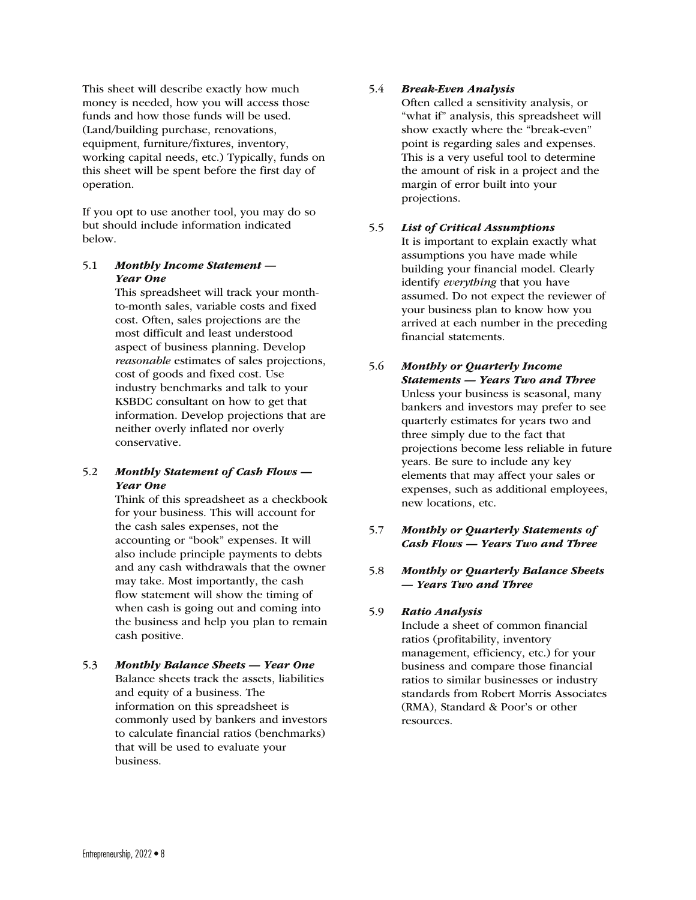This sheet will describe exactly how much money is needed, how you will access those funds and how those funds will be used. (Land/building purchase, renovations, equipment, furniture/fixtures, inventory, working capital needs, etc.) Typically, funds on this sheet will be spent before the first day of operation.

If you opt to use another tool, you may do so but should include information indicated below.

5.1 ***Monthly Income Statement — Year One***

This spreadsheet will track your month-to-month sales, variable costs and fixed cost. Often, sales projections are the most difficult and least understood aspect of business planning. Develop *reasonable* estimates of sales projections, cost of goods and fixed cost. Use industry benchmarks and talk to your KSBDC consultant on how to get that information. Develop projections that are neither overly inflated nor overly conservative.

5.2 ***Monthly Statement of Cash Flows — Year One***

Think of this spreadsheet as a checkbook for your business. This will account for the cash sales expenses, not the accounting or "book" expenses. It will also include principle payments to debts and any cash withdrawals that the owner may take. Most importantly, the cash flow statement will show the timing of when cash is going out and coming into the business and help you plan to remain cash positive.

5.3 ***Monthly Balance Sheets — Year One***

Balance sheets track the assets, liabilities and equity of a business. The information on this spreadsheet is commonly used by bankers and investors to calculate financial ratios (benchmarks) that will be used to evaluate your business.

5.4 ***Break-Even Analysis***

Often called a sensitivity analysis, or "what if" analysis, this spreadsheet will show exactly where the "break-even" point is regarding sales and expenses. This is a very useful tool to determine the amount of risk in a project and the margin of error built into your projections.

5.5 ***List of Critical Assumptions***

It is important to explain exactly what assumptions you have made while building your financial model. Clearly identify *everything* that you have assumed. Do not expect the reviewer of your business plan to know how you arrived at each number in the preceding financial statements.

5.6 ***Monthly or Quarterly Income Statements — Years Two and Three***

Unless your business is seasonal, many bankers and investors may prefer to see quarterly estimates for years two and three simply due to the fact that projections become less reliable in future years. Be sure to include any key elements that may affect your sales or expenses, such as additional employees, new locations, etc.

5.7 ***Monthly or Quarterly Statements of Cash Flows — Years Two and Three***

5.8 ***Monthly or Quarterly Balance Sheets — Years Two and Three***

5.9 ***Ratio Analysis***

Include a sheet of common financial ratios (profitability, inventory management, efficiency, etc.) for your business and compare those financial ratios to similar businesses or industry standards from Robert Morris Associates (RMA), Standard & Poor's or other resources.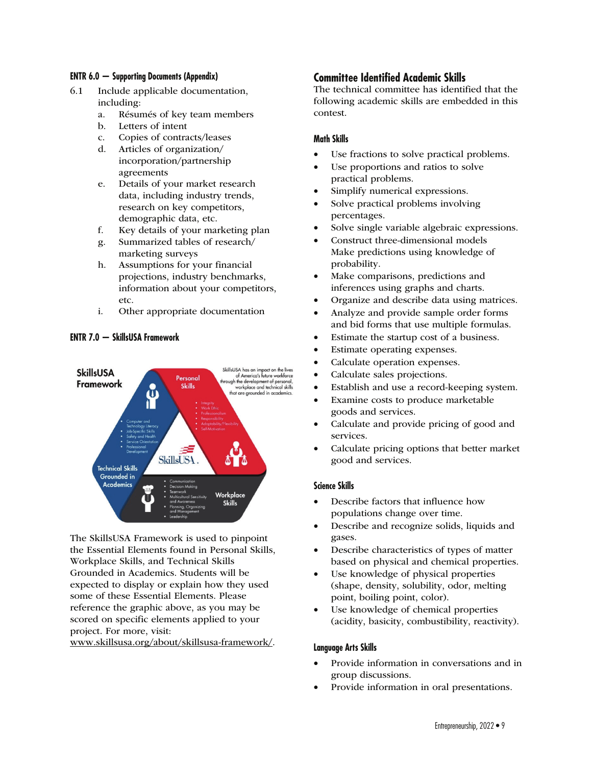### ENTR 6.0 — Supporting Documents (Appendix)

6.1 Include applicable documentation, including:

a. Résumés of key team members
b. Letters of intent
c. Copies of contracts/leases
d. Articles of organization/ incorporation/partnership agreements
e. Details of your market research data, including industry trends, research on key competitors, demographic data, etc.
f. Key details of your marketing plan
g. Summarized tables of research/ marketing surveys
h. Assumptions for your financial projections, industry benchmarks, information about your competitors, etc.
i. Other appropriate documentation

### ENTR 7.0 — SkillsUSA Framework

The SkillsUSA Framework is used to pinpoint the Essential Elements found in Personal Skills, Workplace Skills, and Technical Skills Grounded in Academics. Students will be expected to display or explain how they used some of these Essential Elements. Please reference the graphic above, as you may be scored on specific elements applied to your project. For more, visit: www.skillsusa.org/about/skillsusa-framework/.

## Committee Identified Academic Skills

The technical committee has identified that the following academic skills are embedded in this contest.

### Math Skills

- Use fractions to solve practical problems.
- Use proportions and ratios to solve practical problems.
- Simplify numerical expressions.
- Solve practical problems involving percentages.
- Solve single variable algebraic expressions.
- Construct three-dimensional models Make predictions using knowledge of probability.
- Make comparisons, predictions and inferences using graphs and charts.
- Organize and describe data using matrices.
- Analyze and provide sample order forms and bid forms that use multiple formulas.
- Estimate the startup cost of a business.
- Estimate operating expenses.
- Calculate operation expenses.
- Calculate sales projections.
- Establish and use a record-keeping system.
- Examine costs to produce marketable goods and services.
- Calculate and provide pricing of good and services.
- Calculate pricing options that better market good and services.

### Science Skills

- Describe factors that influence how populations change over time.
- Describe and recognize solids, liquids and gases.
- Describe characteristics of types of matter based on physical and chemical properties.
- Use knowledge of physical properties (shape, density, solubility, odor, melting point, boiling point, color).
- Use knowledge of chemical properties (acidity, basicity, combustibility, reactivity).

### Language Arts Skills

- Provide information in conversations and in group discussions.
- Provide information in oral presentations.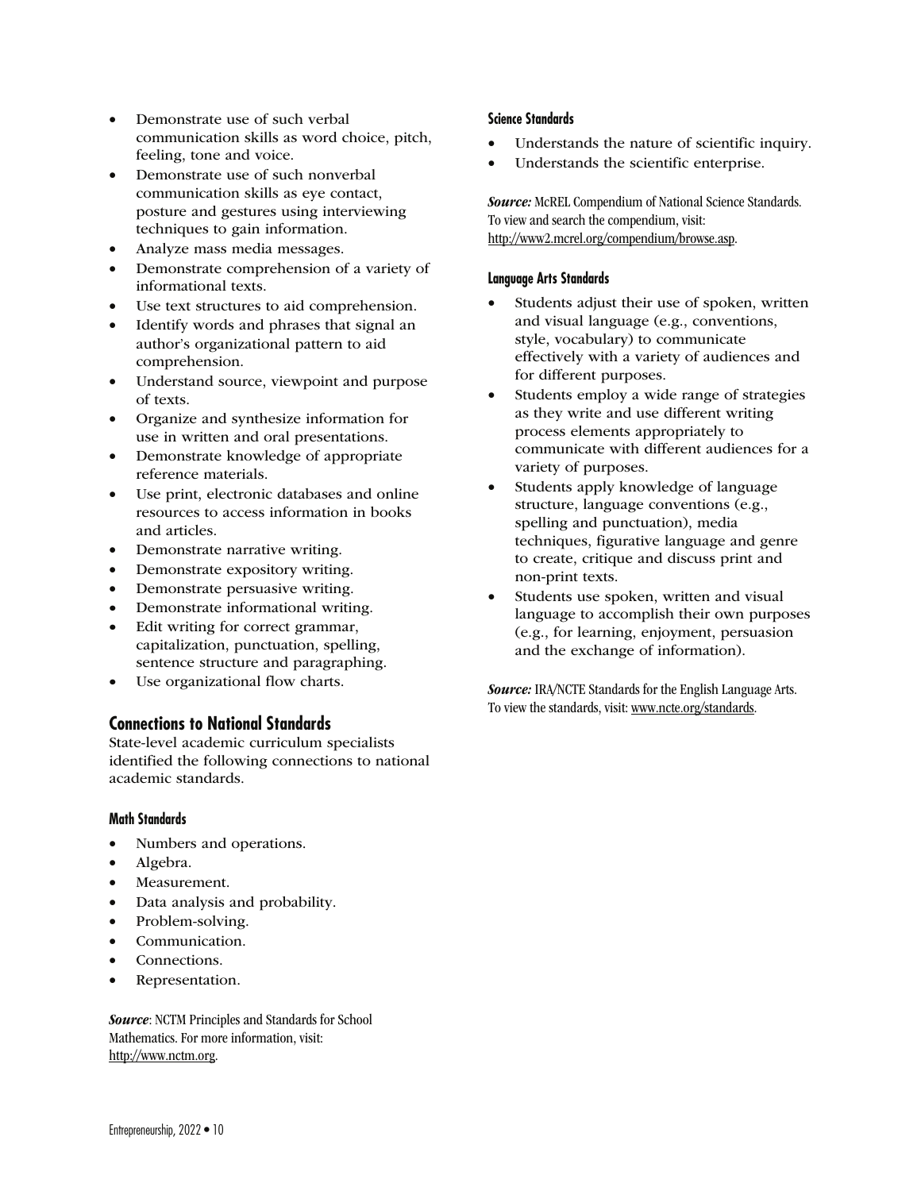- Demonstrate use of such verbal communication skills as word choice, pitch, feeling, tone and voice.
- Demonstrate use of such nonverbal communication skills as eye contact, posture and gestures using interviewing techniques to gain information.
- Analyze mass media messages.
- Demonstrate comprehension of a variety of informational texts.
- Use text structures to aid comprehension.
- Identify words and phrases that signal an author's organizational pattern to aid comprehension.
- Understand source, viewpoint and purpose of texts.
- Organize and synthesize information for use in written and oral presentations.
- Demonstrate knowledge of appropriate reference materials.
- Use print, electronic databases and online resources to access information in books and articles.
- Demonstrate narrative writing.
- Demonstrate expository writing.
- Demonstrate persuasive writing.
- Demonstrate informational writing.
- Edit writing for correct grammar, capitalization, punctuation, spelling, sentence structure and paragraphing.
- Use organizational flow charts.

## Connections to National Standards

State-level academic curriculum specialists identified the following connections to national academic standards.

#### Math Standards

- Numbers and operations.
- Algebra.
- Measurement.
- Data analysis and probability.
- Problem-solving.
- Communication.
- Connections.
- Representation.

***Source***: NCTM Principles and Standards for School Mathematics. For more information, visit: http://www.nctm.org.

#### Science Standards

- Understands the nature of scientific inquiry.
- Understands the scientific enterprise.

***Source:*** McREL Compendium of National Science Standards. To view and search the compendium, visit: http://www2.mcrel.org/compendium/browse.asp.

#### Language Arts Standards

- Students adjust their use of spoken, written and visual language (e.g., conventions, style, vocabulary) to communicate effectively with a variety of audiences and for different purposes.
- Students employ a wide range of strategies as they write and use different writing process elements appropriately to communicate with different audiences for a variety of purposes.
- Students apply knowledge of language structure, language conventions (e.g., spelling and punctuation), media techniques, figurative language and genre to create, critique and discuss print and non-print texts.
- Students use spoken, written and visual language to accomplish their own purposes (e.g., for learning, enjoyment, persuasion and the exchange of information).

***Source:*** IRA/NCTE Standards for the English Language Arts. To view the standards, visit: www.ncte.org/standards.